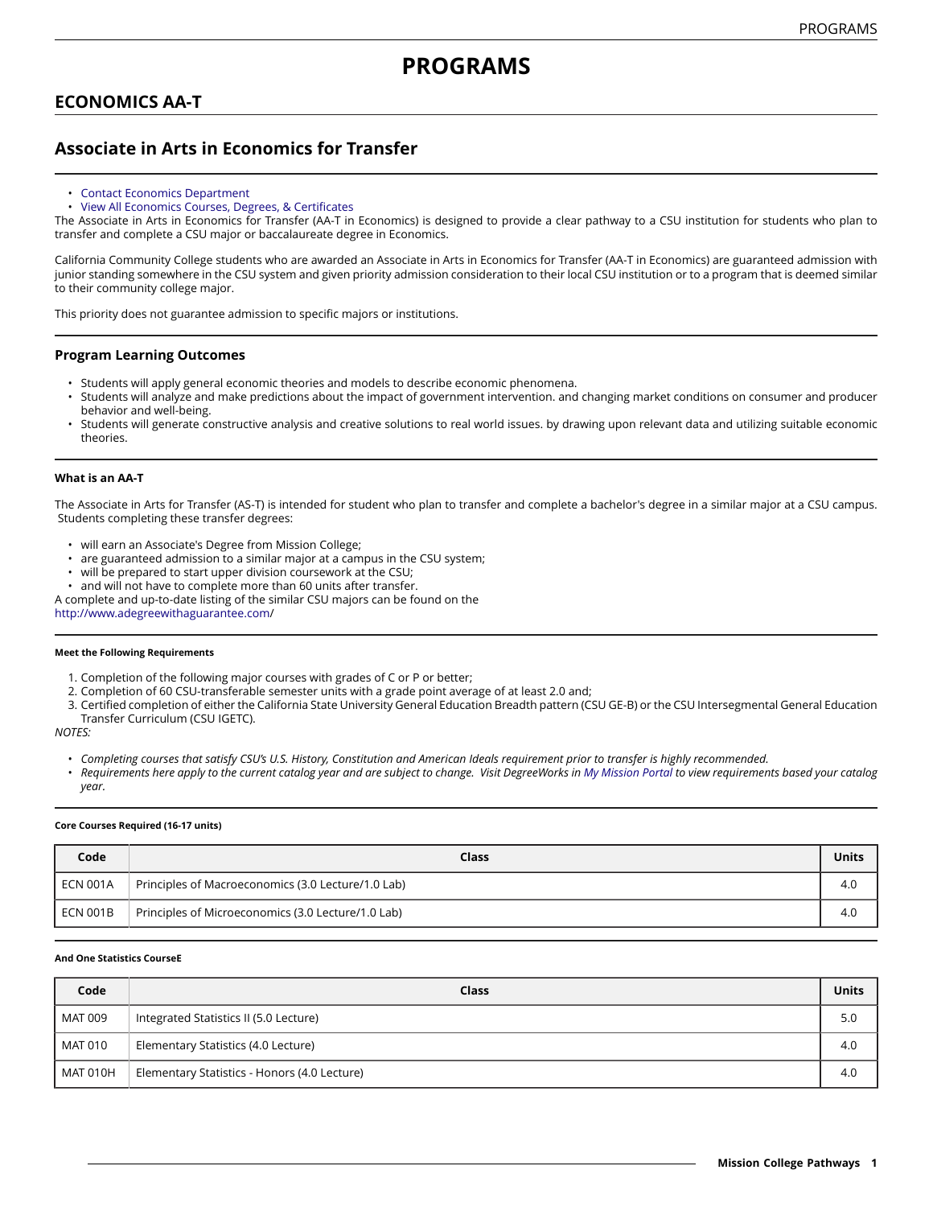# PROGRAMS

## ECONOMICS AA-T

## Associate in Arts in Economics for Transfer

- Contact Economics Department
- View All Economics Courses, Degrees, & Certificates

The Associate in Arts in Economics for Transfer (AA-T in Economics) is designed to provide a clear pathway to a CSU institution for students who plan to transfer and complete a CSU major or baccalaureate degree in Economics.

California Community College students who are awarded an Associate in Arts in Economics for Transfer (AA-T in Economics) are guaranteed admission with junior standing somewhere in the CSU system and given priority admission consideration to their local CSU institution or to a program that is deemed similar to their community college major.

This priority does not guarantee admission to specific majors or institutions.

### Program Learning Outcomes

- Students will apply general economic theories and models to describe economic phenomena.
- Students will analyze and make predictions about the impact of government intervention. and changing market conditions on consumer and producer behavior and well-being.
- Students will generate constructive analysis and creative solutions to real world issues. by drawing upon relevant data and utilizing suitable economic theories.

#### What is an AA-T

The Associate in Arts for Transfer (AS-T) is intended for student who plan to transfer and complete a bachelor's degree in a similar major at a CSU campus. Students completing these transfer degrees:

- will earn an Associate's Degree from Mission College;
- are guaranteed admission to a similar major at a campus in the CSU system;
- will be prepared to start upper division coursework at the CSU;
- and will not have to complete more than 60 units after transfer.

A complete and up-to-date listing of the similar CSU majors can be found on the http://www.adegreewithaguarantee.com/

##### Meet the Following Requirements

1. Completion of the following major courses with grades of C or P or better;
2. Completion of 60 CSU-transferable semester units with a grade point average of at least 2.0 and;
3. Certified completion of either the California State University General Education Breadth pattern (CSU GE-B) or the CSU Intersegmental General Education Transfer Curriculum (CSU IGETC).

*NOTES:*

- *Completing courses that satisfy CSU's U.S. History, Constitution and American Ideals requirement prior to transfer is highly recommended.*
- *Requirements here apply to the current catalog year and are subject to change. Visit DegreeWorks in My Mission Portal to view requirements based your catalog year.*

##### Core Courses Required (16-17 units)

| Code | Class | Units |
|---|---|---|
| ECN 001A | Principles of Macroeconomics (3.0 Lecture/1.0 Lab) | 4.0 |
| ECN 001B | Principles of Microeconomics (3.0 Lecture/1.0 Lab) | 4.0 |

##### And One Statistics CourseE

| Code | Class | Units |
|---|---|---|
| MAT 009 | Integrated Statistics II (5.0 Lecture) | 5.0 |
| MAT 010 | Elementary Statistics (4.0 Lecture) | 4.0 |
| MAT 010H | Elementary Statistics - Honors (4.0 Lecture) | 4.0 |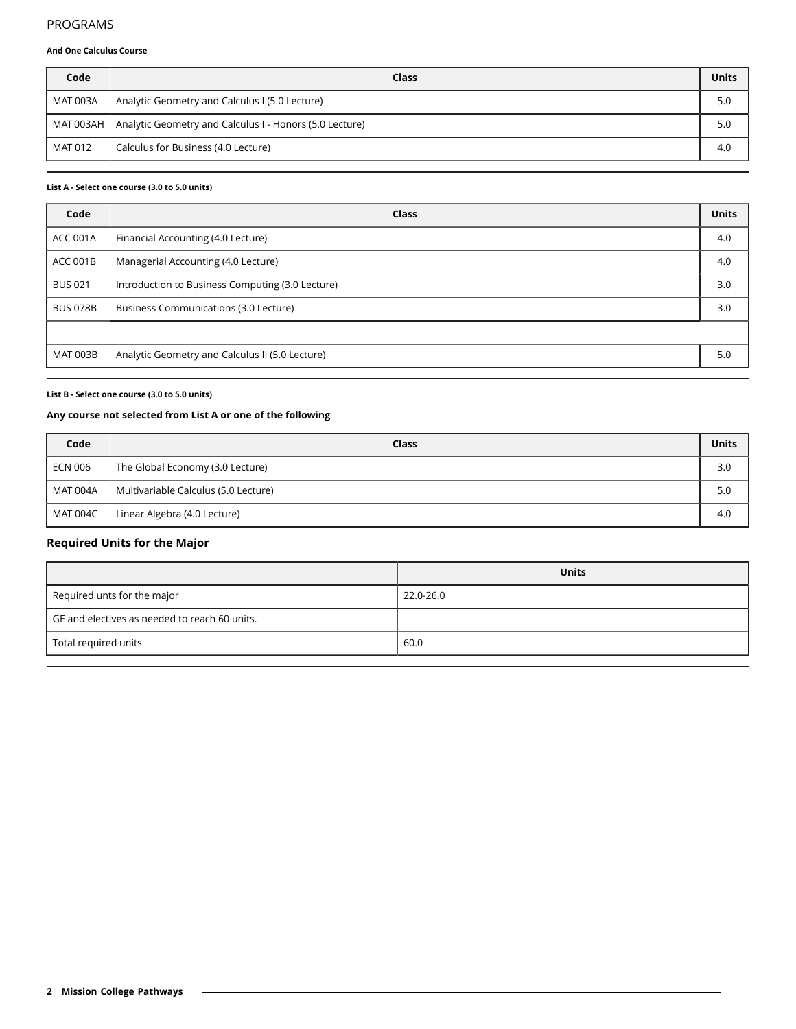**And One Calculus Course**

| Code | Class | Units |
| --- | --- | --- |
| MAT 003A | Analytic Geometry and Calculus I (5.0 Lecture) | 5.0 |
| MAT 003AH | Analytic Geometry and Calculus I - Honors (5.0 Lecture) | 5.0 |
| MAT 012 | Calculus for Business (4.0 Lecture) | 4.0 |

**List A - Select one course (3.0 to 5.0 units)**

| Code | Class | Units |
| --- | --- | --- |
| ACC 001A | Financial Accounting (4.0 Lecture) | 4.0 |
| ACC 001B | Managerial Accounting (4.0 Lecture) | 4.0 |
| BUS 021 | Introduction to Business Computing (3.0 Lecture) | 3.0 |
| BUS 078B | Business Communications (3.0 Lecture) | 3.0 |
| | | |
| MAT 003B | Analytic Geometry and Calculus II (5.0 Lecture) | 5.0 |

**List B - Select one course (3.0 to 5.0 units)**

**Any course not selected from List A or one of the following**

| Code | Class | Units |
| --- | --- | --- |
| ECN 006 | The Global Economy (3.0 Lecture) | 3.0 |
| MAT 004A | Multivariable Calculus (5.0 Lecture) | 5.0 |
| MAT 004C | Linear Algebra (4.0 Lecture) | 4.0 |

### Required Units for the Major

| | Units |
| --- | --- |
| Required unts for the major | 22.0-26.0 |
| GE and electives as needed to reach 60 units. | |
| Total required units | 60.0 |